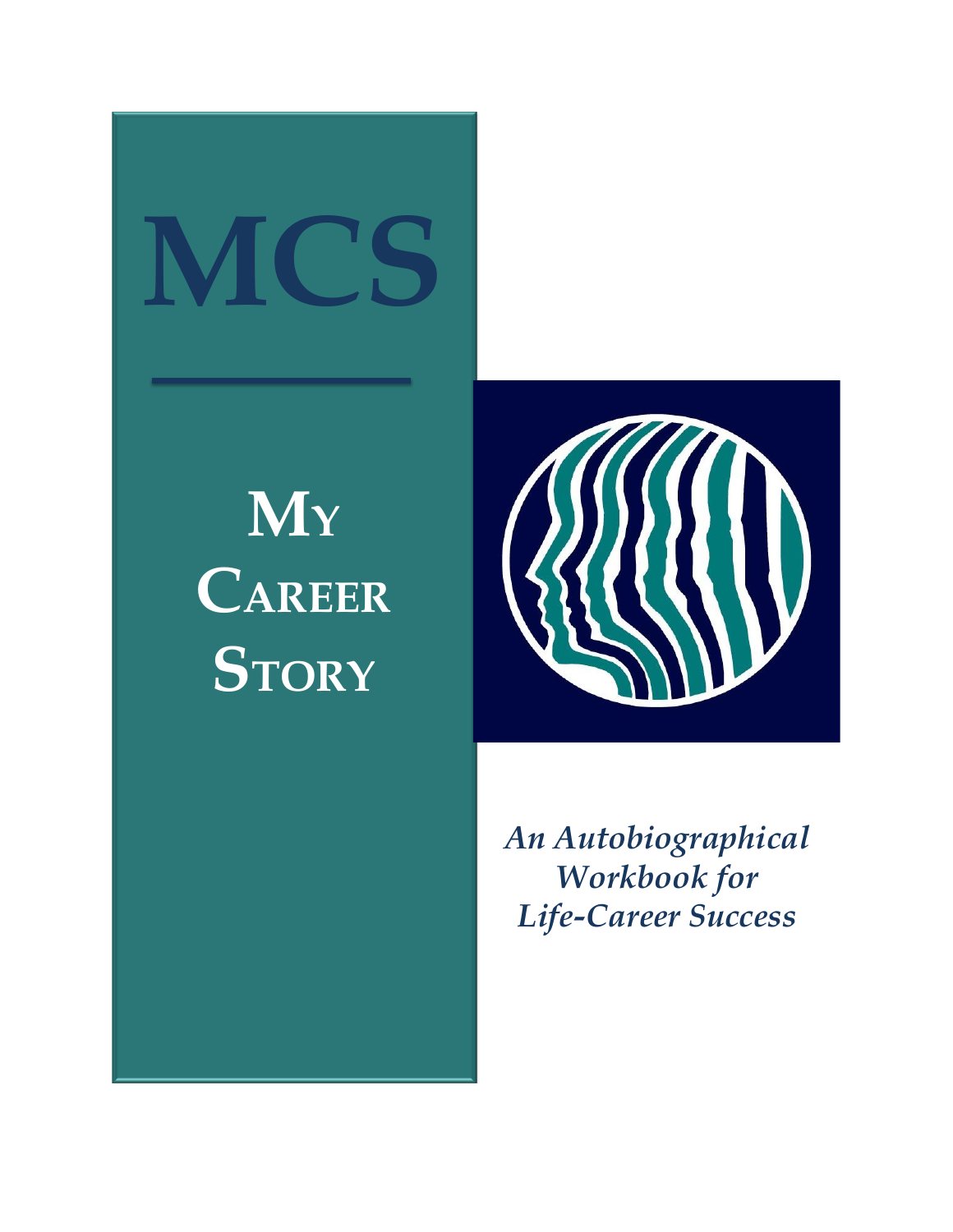# MCS

## My Career Story

*An Autobiographical Workbook for Life-Career Success*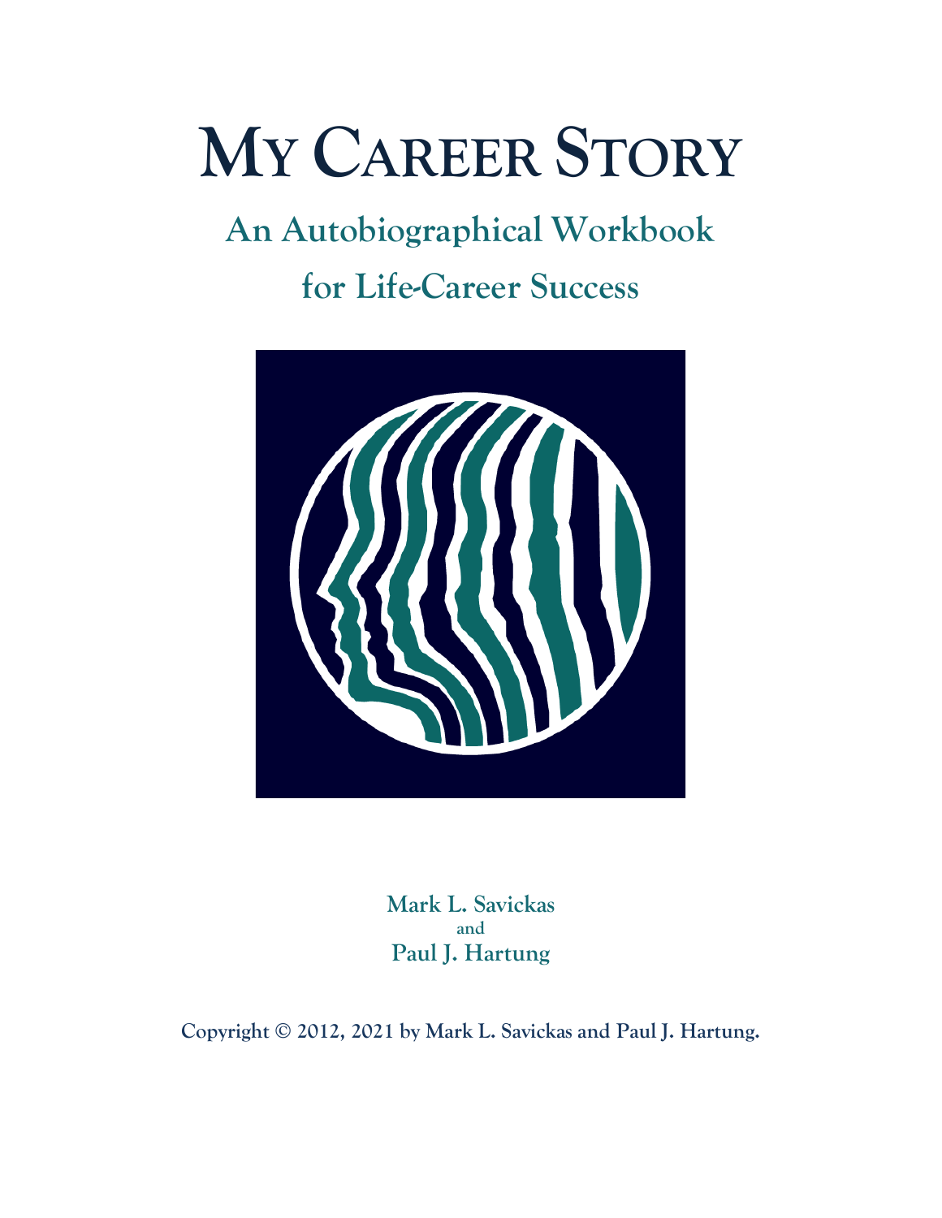# MY CAREER STORY

## An Autobiographical Workbook for Life-Career Success

**Mark L. Savickas**
**and**
**Paul J. Hartung**

**Copyright © 2012, 2021 by Mark L. Savickas and Paul J. Hartung.**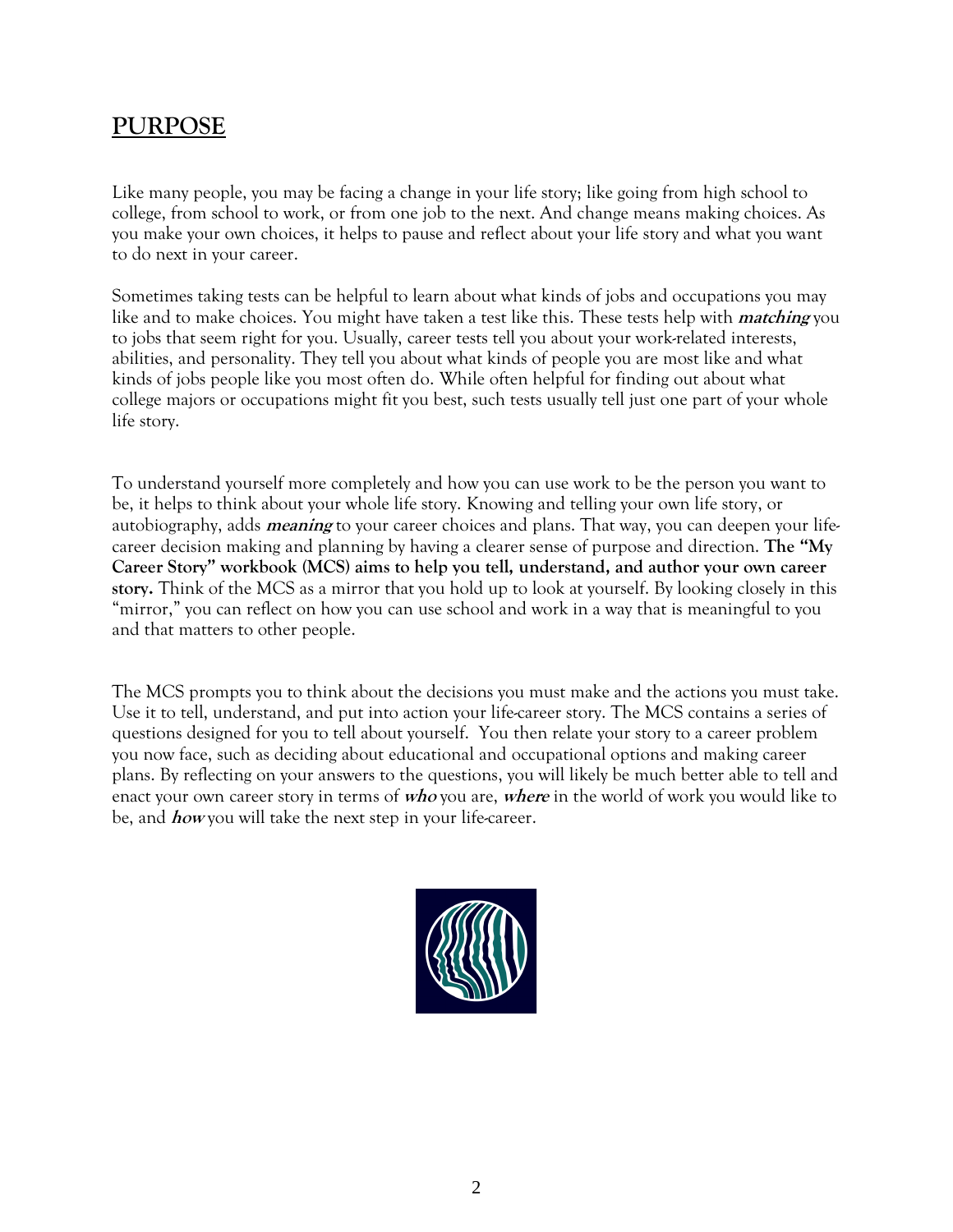## PURPOSE

Like many people, you may be facing a change in your life story; like going from high school to college, from school to work, or from one job to the next. And change means making choices. As you make your own choices, it helps to pause and reflect about your life story and what you want to do next in your career.

Sometimes taking tests can be helpful to learn about what kinds of jobs and occupations you may like and to make choices. You might have taken a test like this. These tests help with ***matching*** you to jobs that seem right for you. Usually, career tests tell you about your work-related interests, abilities, and personality. They tell you about what kinds of people you are most like and what kinds of jobs people like you most often do. While often helpful for finding out about what college majors or occupations might fit you best, such tests usually tell just one part of your whole life story.

To understand yourself more completely and how you can use work to be the person you want to be, it helps to think about your whole life story. Knowing and telling your own life story, or autobiography, adds ***meaning*** to your career choices and plans. That way, you can deepen your life-career decision making and planning by having a clearer sense of purpose and direction. **The "My Career Story" workbook (MCS) aims to help you tell, understand, and author your own career story.** Think of the MCS as a mirror that you hold up to look at yourself. By looking closely in this "mirror," you can reflect on how you can use school and work in a way that is meaningful to you and that matters to other people.

The MCS prompts you to think about the decisions you must make and the actions you must take. Use it to tell, understand, and put into action your life-career story. The MCS contains a series of questions designed for you to tell about yourself. You then relate your story to a career problem you now face, such as deciding about educational and occupational options and making career plans. By reflecting on your answers to the questions, you will likely be much better able to tell and enact your own career story in terms of ***who*** you are, ***where*** in the world of work you would like to be, and ***how*** you will take the next step in your life-career.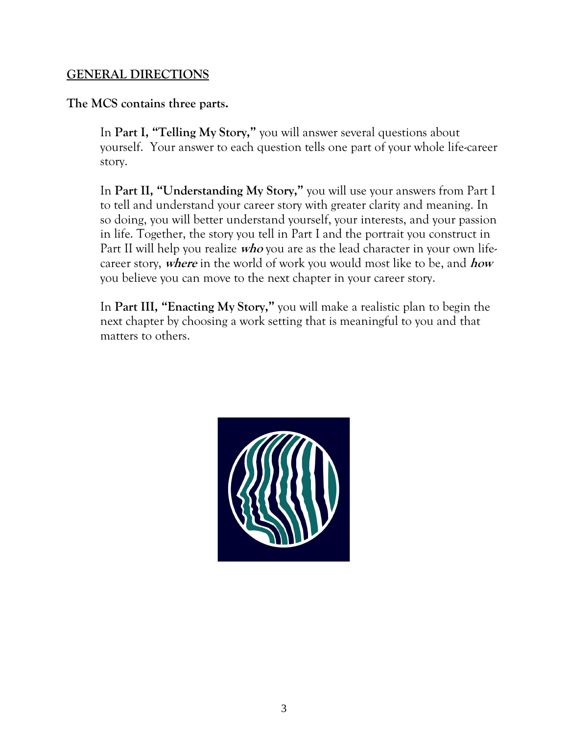## GENERAL DIRECTIONS

**The MCS contains three parts.**

In **Part I, "Telling My Story,"** you will answer several questions about yourself. Your answer to each question tells one part of your whole life-career story.

In **Part II, "Understanding My Story,"** you will use your answers from Part I to tell and understand your career story with greater clarity and meaning. In so doing, you will better understand yourself, your interests, and your passion in life. Together, the story you tell in Part I and the portrait you construct in Part II will help you realize ***who*** you are as the lead character in your own life-career story, ***where*** in the world of work you would most like to be, and ***how*** you believe you can move to the next chapter in your career story.

In **Part III, "Enacting My Story,"** you will make a realistic plan to begin the next chapter by choosing a work setting that is meaningful to you and that matters to others.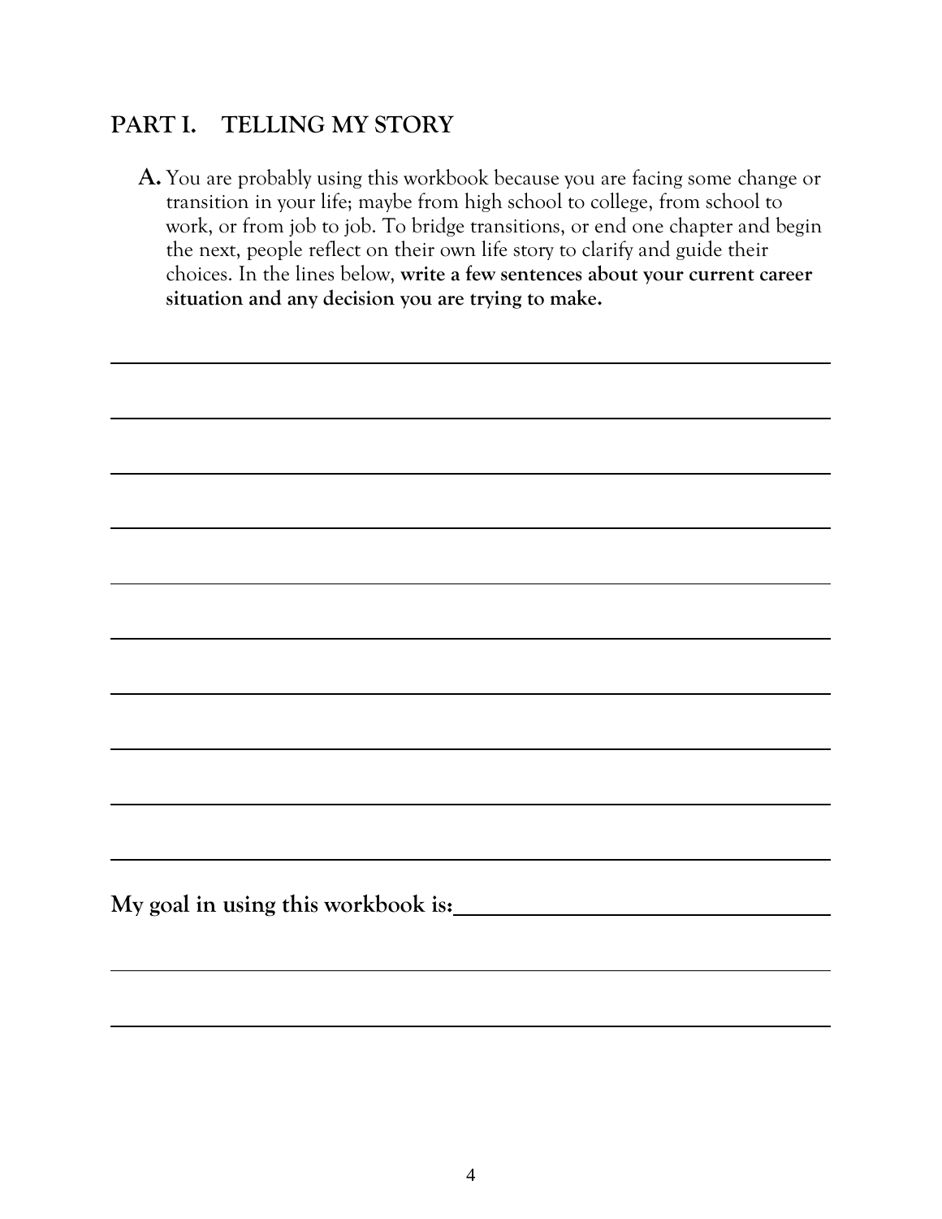## PART I. TELLING MY STORY

**A.** You are probably using this workbook because you are facing some change or transition in your life; maybe from high school to college, from school to work, or from job to job. To bridge transitions, or end one chapter and begin the next, people reflect on their own life story to clarify and guide their choices. In the lines below, **write a few sentences about your current career situation and any decision you are trying to make.**

_______________________________________________________________

_______________________________________________________________

_______________________________________________________________

_______________________________________________________________

_______________________________________________________________

_______________________________________________________________

_______________________________________________________________

_______________________________________________________________

_______________________________________________________________

_______________________________________________________________

**My goal in using this workbook is:** _______________________________

_______________________________________________________________

_______________________________________________________________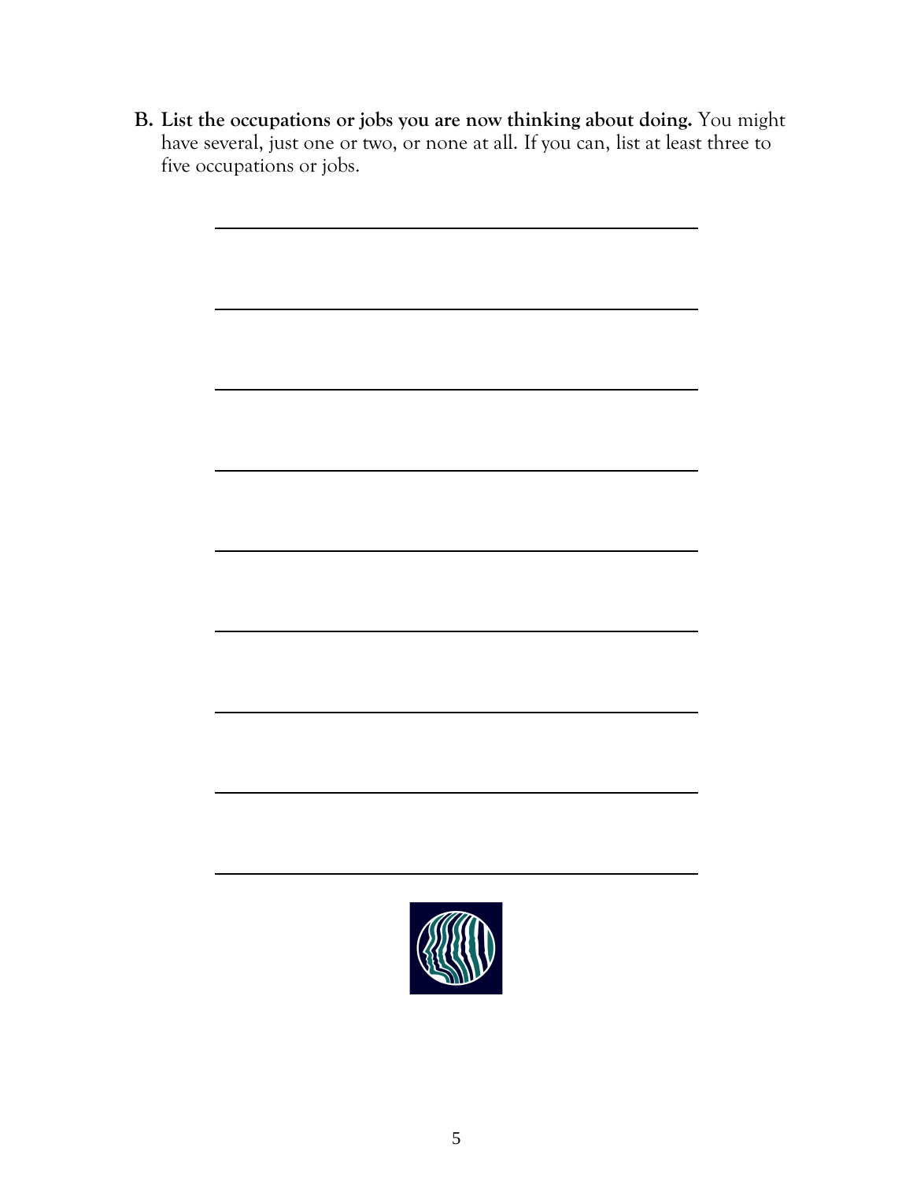**B. List the occupations or jobs you are now thinking about doing.** You might have several, just one or two, or none at all. If you can, list at least three to five occupations or jobs.

\_\_\_\_\_\_\_\_\_\_\_\_\_\_\_\_\_\_\_\_\_\_\_\_\_\_\_\_\_\_\_\_\_\_\_\_\_\_\_\_

\_\_\_\_\_\_\_\_\_\_\_\_\_\_\_\_\_\_\_\_\_\_\_\_\_\_\_\_\_\_\_\_\_\_\_\_\_\_\_\_

\_\_\_\_\_\_\_\_\_\_\_\_\_\_\_\_\_\_\_\_\_\_\_\_\_\_\_\_\_\_\_\_\_\_\_\_\_\_\_\_

\_\_\_\_\_\_\_\_\_\_\_\_\_\_\_\_\_\_\_\_\_\_\_\_\_\_\_\_\_\_\_\_\_\_\_\_\_\_\_\_

\_\_\_\_\_\_\_\_\_\_\_\_\_\_\_\_\_\_\_\_\_\_\_\_\_\_\_\_\_\_\_\_\_\_\_\_\_\_\_\_

\_\_\_\_\_\_\_\_\_\_\_\_\_\_\_\_\_\_\_\_\_\_\_\_\_\_\_\_\_\_\_\_\_\_\_\_\_\_\_\_

\_\_\_\_\_\_\_\_\_\_\_\_\_\_\_\_\_\_\_\_\_\_\_\_\_\_\_\_\_\_\_\_\_\_\_\_\_\_\_\_

\_\_\_\_\_\_\_\_\_\_\_\_\_\_\_\_\_\_\_\_\_\_\_\_\_\_\_\_\_\_\_\_\_\_\_\_\_\_\_\_

\_\_\_\_\_\_\_\_\_\_\_\_\_\_\_\_\_\_\_\_\_\_\_\_\_\_\_\_\_\_\_\_\_\_\_\_\_\_\_\_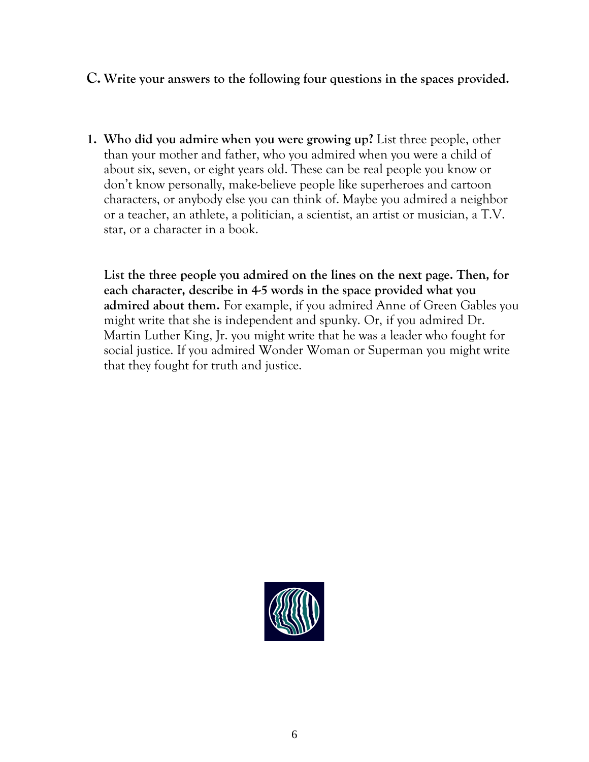**C. Write your answers to the following four questions in the spaces provided.**

1. **Who did you admire when you were growing up?** List three people, other than your mother and father, who you admired when you were a child of about six, seven, or eight years old. These can be real people you know or don't know personally, make-believe people like superheroes and cartoon characters, or anybody else you can think of. Maybe you admired a neighbor or a teacher, an athlete, a politician, a scientist, an artist or musician, a T.V. star, or a character in a book.

   **List the three people you admired on the lines on the next page. Then, for each character, describe in 4-5 words in the space provided what you admired about them.** For example, if you admired Anne of Green Gables you might write that she is independent and spunky. Or, if you admired Dr. Martin Luther King, Jr. you might write that he was a leader who fought for social justice. If you admired Wonder Woman or Superman you might write that they fought for truth and justice.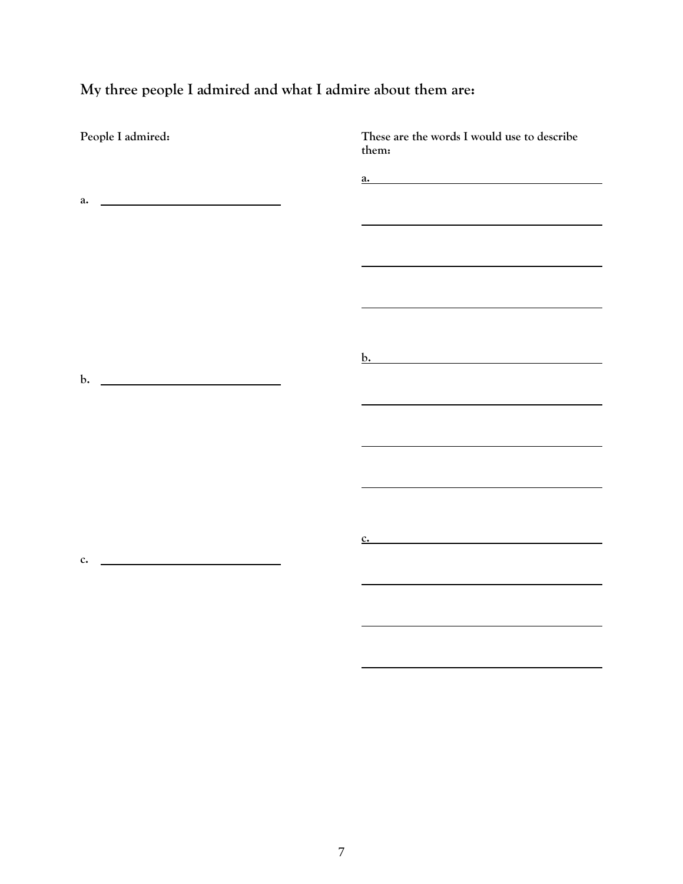## My three people I admired and what I admire about them are:

**People I admired:**

**These are the words I would use to describe them:**

a. ______________________________

a. ______________________________

______________________________

______________________________

______________________________

b. ______________________________

b. ______________________________

______________________________

______________________________

______________________________

c. ______________________________

c. ______________________________

______________________________

______________________________

______________________________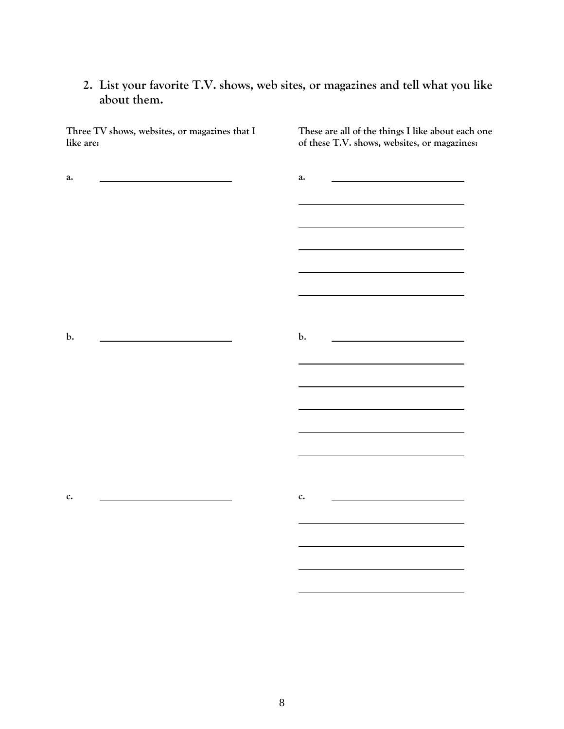2. **List your favorite T.V. shows, web sites, or magazines and tell what you like about them.**

**Three TV shows, websites, or magazines that I like are:**

a. ______________________

b. ______________________

c. ______________________

**These are all of the things I like about each one of these T.V. shows, websites, or magazines:**

a. ______________________

______________________

______________________

______________________

______________________

______________________

b. ______________________

______________________

______________________

______________________

______________________

______________________

c. ______________________

______________________

______________________

______________________

______________________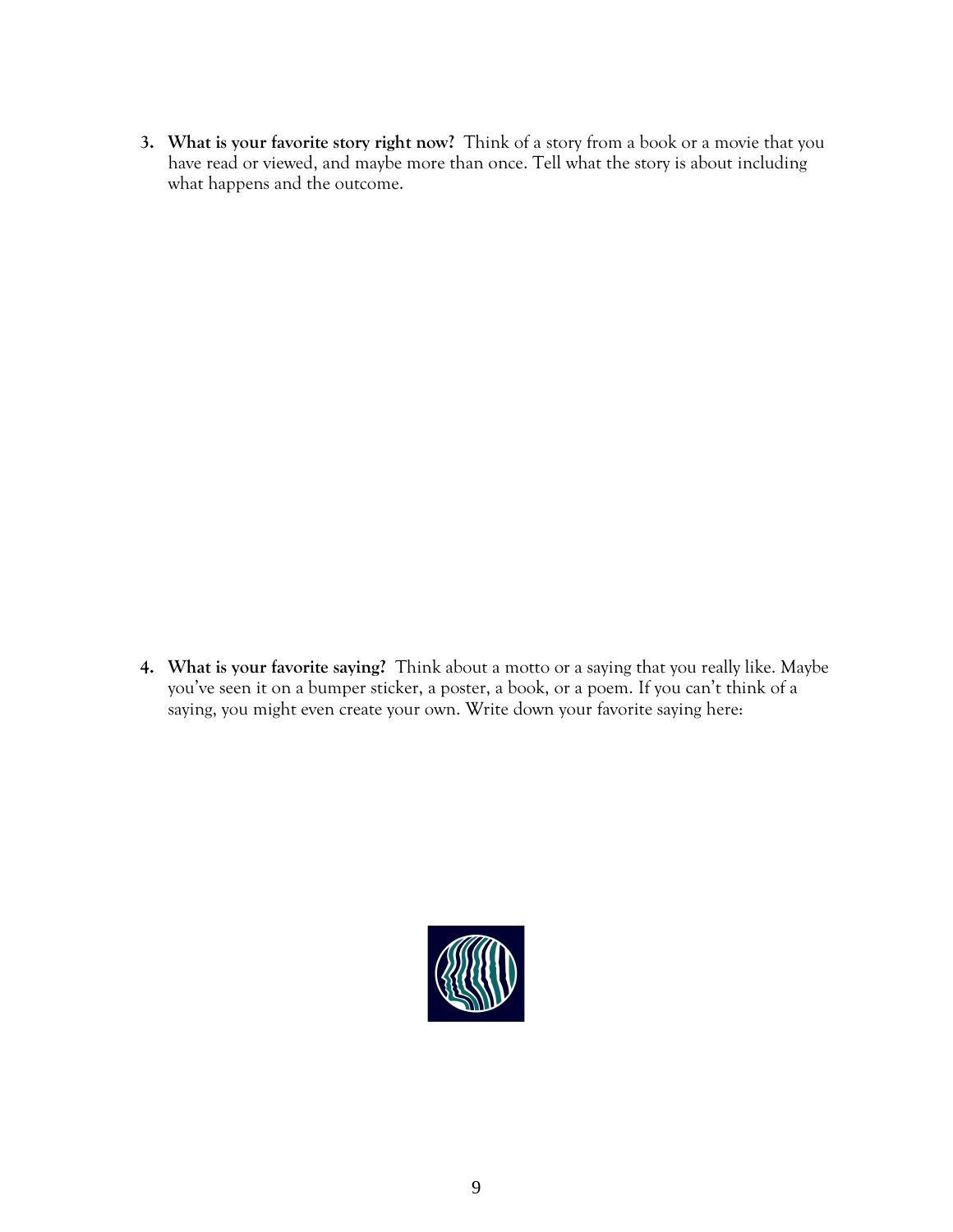3. **What is your favorite story right now?** Think of a story from a book or a movie that you have read or viewed, and maybe more than once. Tell what the story is about including what happens and the outcome.

4. **What is your favorite saying?** Think about a motto or a saying that you really like. Maybe you've seen it on a bumper sticker, a poster, a book, or a poem. If you can't think of a saying, you might even create your own. Write down your favorite saying here: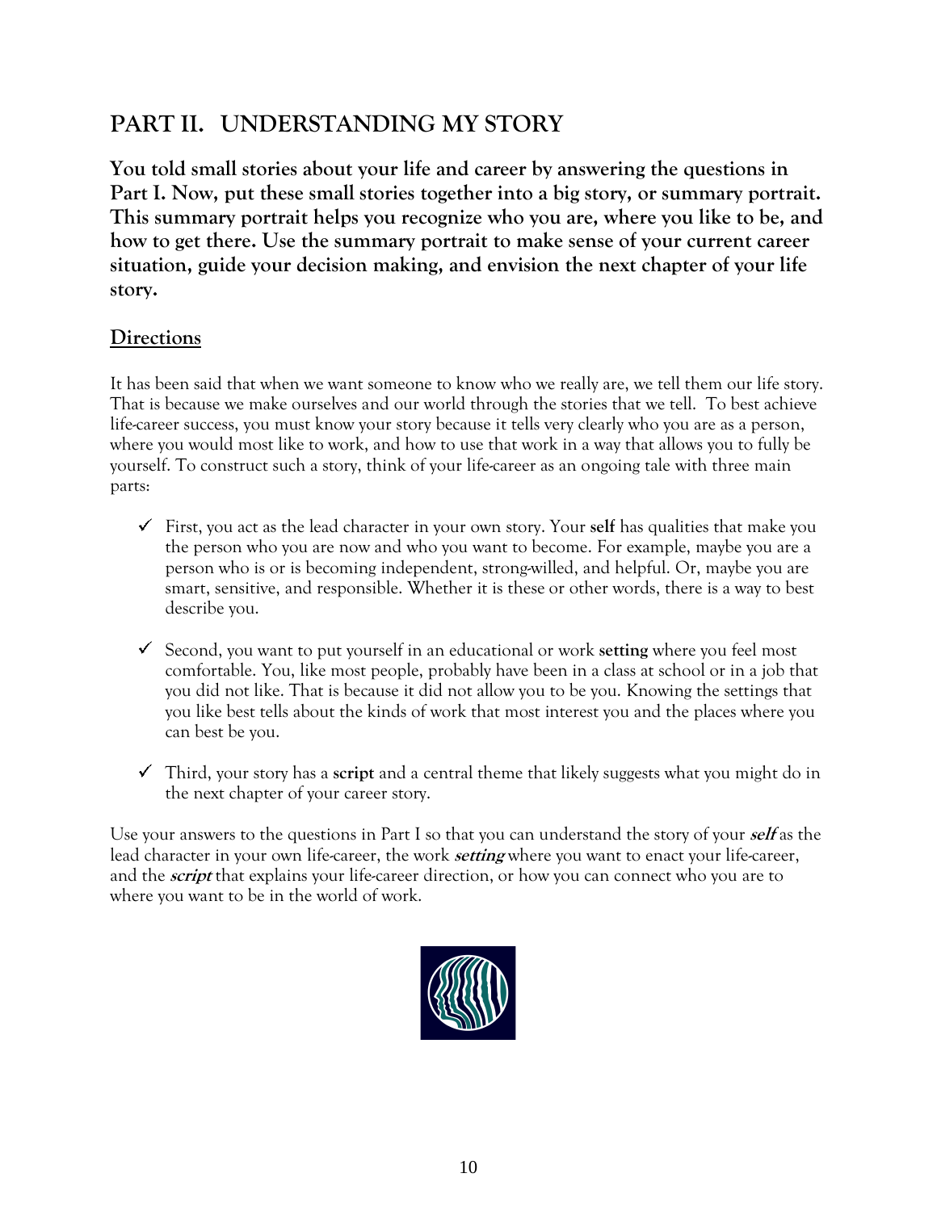## PART II. UNDERSTANDING MY STORY

**You told small stories about your life and career by answering the questions in Part I. Now, put these small stories together into a big story, or summary portrait. This summary portrait helps you recognize who you are, where you like to be, and how to get there. Use the summary portrait to make sense of your current career situation, guide your decision making, and envision the next chapter of your life story.**

### Directions

It has been said that when we want someone to know who we really are, we tell them our life story. That is because we make ourselves and our world through the stories that we tell. To best achieve life-career success, you must know your story because it tells very clearly who you are as a person, where you would most like to work, and how to use that work in a way that allows you to fully be yourself. To construct such a story, think of your life-career as an ongoing tale with three main parts:

- ✓ First, you act as the lead character in your own story. Your **self** has qualities that make you the person who you are now and who you want to become. For example, maybe you are a person who is or is becoming independent, strong-willed, and helpful. Or, maybe you are smart, sensitive, and responsible. Whether it is these or other words, there is a way to best describe you.

- ✓ Second, you want to put yourself in an educational or work **setting** where you feel most comfortable. You, like most people, probably have been in a class at school or in a job that you did not like. That is because it did not allow you to be you. Knowing the settings that you like best tells about the kinds of work that most interest you and the places where you can best be you.

- ✓ Third, your story has a **script** and a central theme that likely suggests what you might do in the next chapter of your career story.

Use your answers to the questions in Part I so that you can understand the story of your ***self*** as the lead character in your own life-career, the work ***setting*** where you want to enact your life-career, and the ***script*** that explains your life-career direction, or how you can connect who you are to where you want to be in the world of work.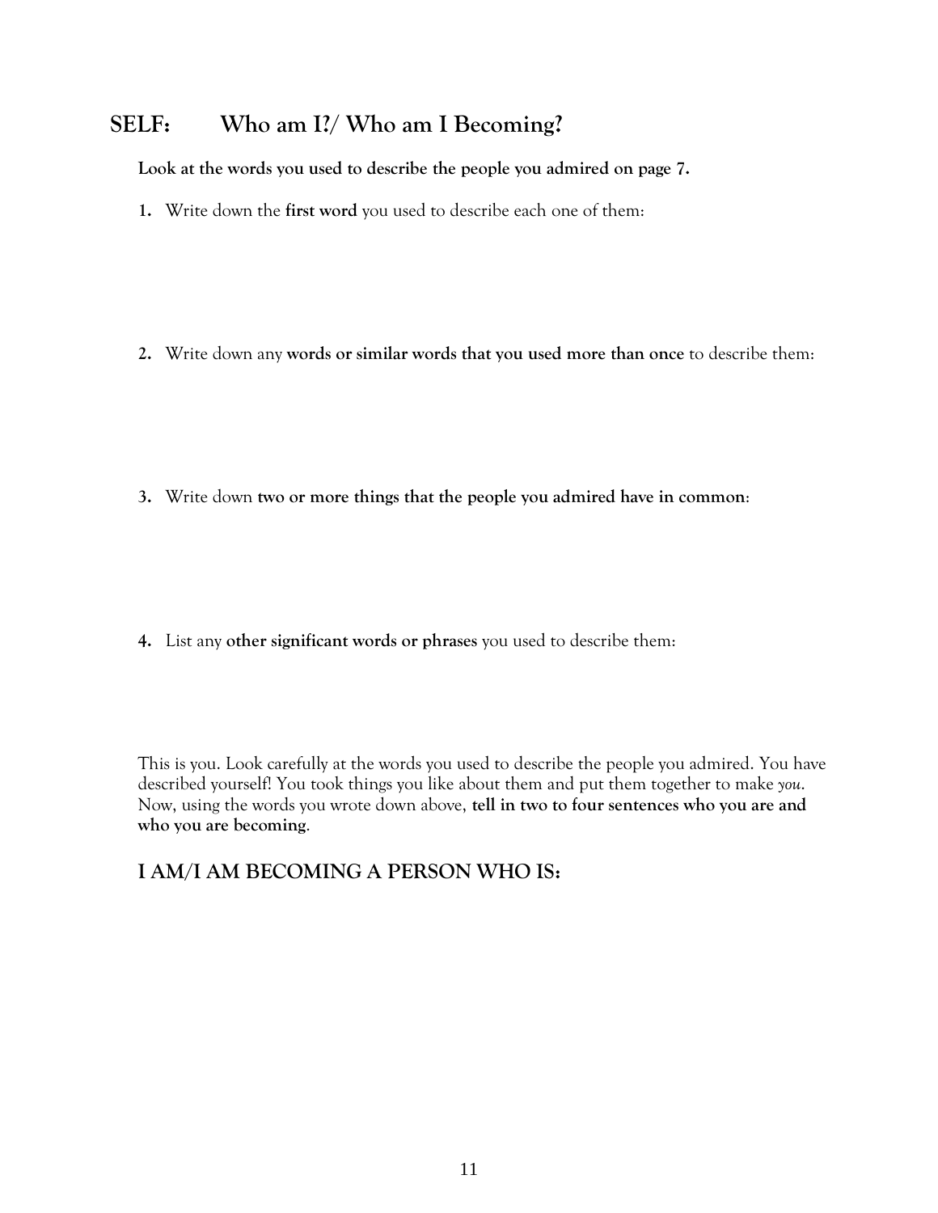## SELF: Who am I?/ Who am I Becoming?

**Look at the words you used to describe the people you admired on page 7.**

1. Write down the **first word** you used to describe each one of them:

2. Write down any **words or similar words that you used more than once** to describe them:

3. Write down **two or more things that the people you admired have in common**:

4. List any **other significant words or phrases** you used to describe them:

This is you. Look carefully at the words you used to describe the people you admired. You have described yourself! You took things you like about them and put them together to make *you*. Now, using the words you wrote down above, **tell in two to four sentences who you are and who you are becoming**.

### I AM/I AM BECOMING A PERSON WHO IS: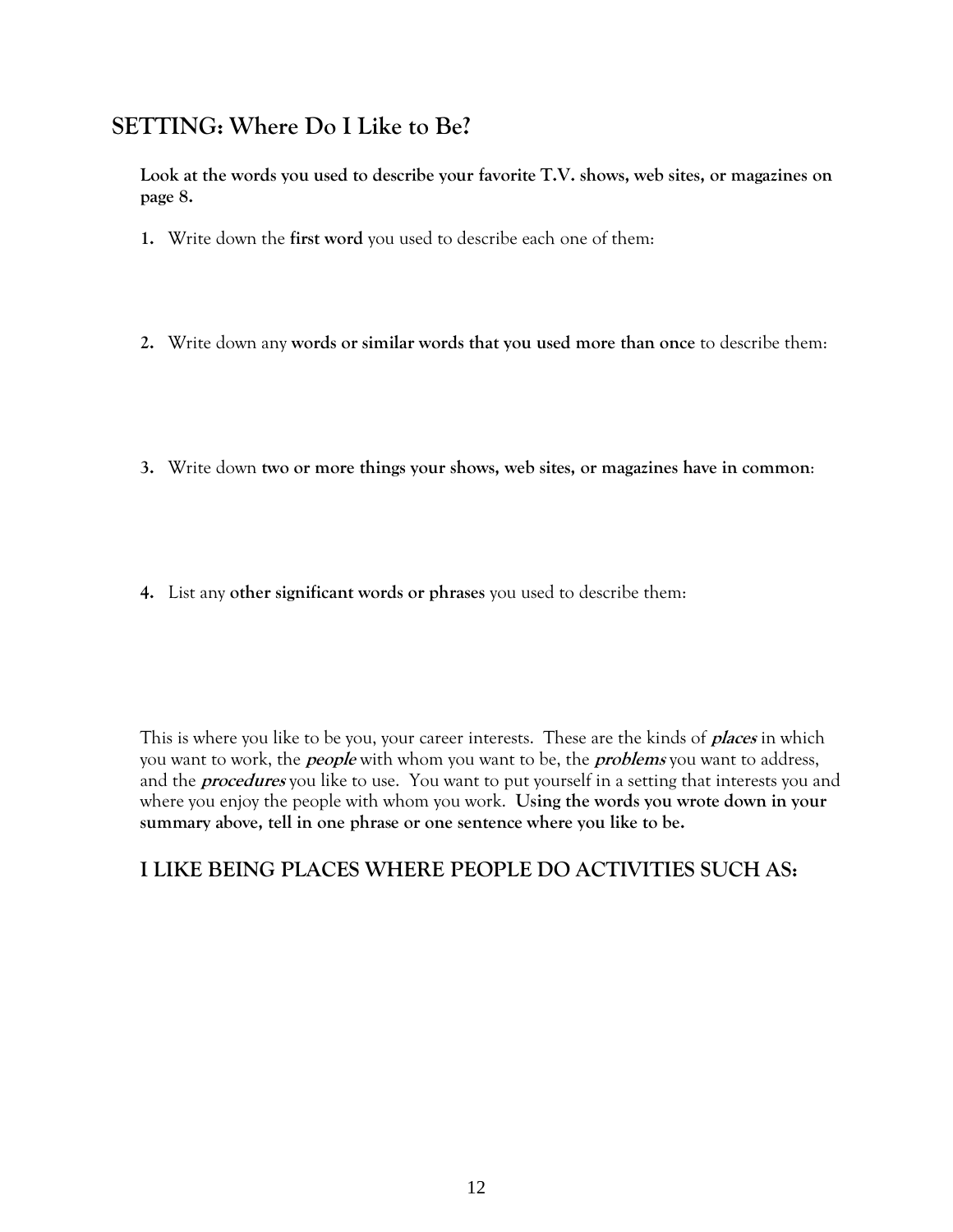## SETTING: Where Do I Like to Be?

**Look at the words you used to describe your favorite T.V. shows, web sites, or magazines on page 8.**

1. Write down the **first word** you used to describe each one of them:

2. Write down any **words or similar words that you used more than once** to describe them:

3. Write down **two or more things your shows, web sites, or magazines have in common**:

4. List any **other significant words or phrases** you used to describe them:

This is where you like to be you, your career interests. These are the kinds of ***places*** in which you want to work, the ***people*** with whom you want to be, the ***problems*** you want to address, and the ***procedures*** you like to use. You want to put yourself in a setting that interests you and where you enjoy the people with whom you work. **Using the words you wrote down in your summary above, tell in one phrase or one sentence where you like to be.**

### I LIKE BEING PLACES WHERE PEOPLE DO ACTIVITIES SUCH AS: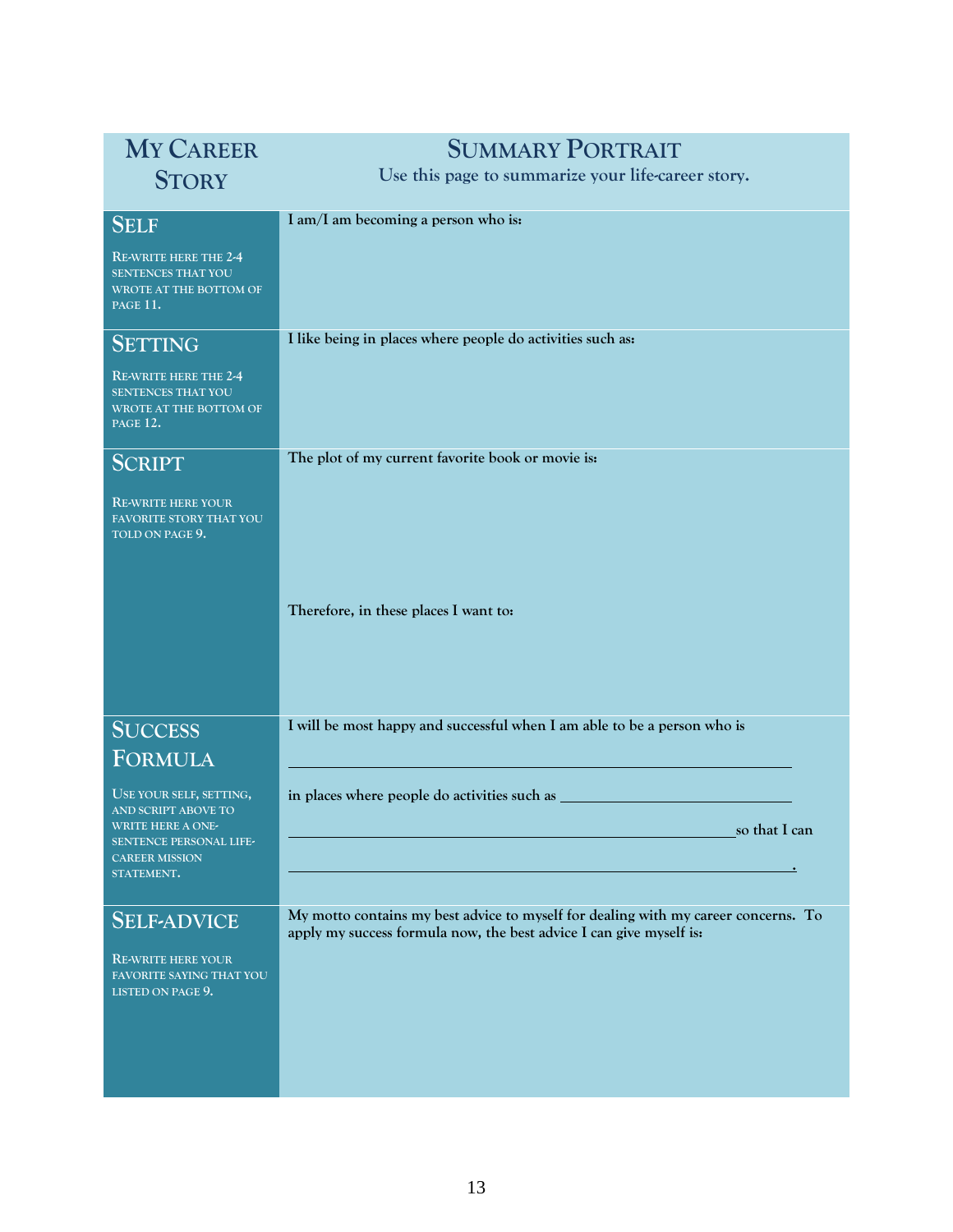| My Career Story | Summary Portrait<br>Use this page to summarize your life-career story. |
| --- | --- |
| **Self**<br>Re-write here the 2-4 sentences that you wrote at the bottom of page 11. | **I am/I am becoming a person who is:** |
| **Setting**<br>Re-write here the 2-4 sentences that you wrote at the bottom of page 12. | **I like being in places where people do activities such as:** |
| **Script**<br>Re-write here your favorite story that you told on page 9. | **The plot of my current favorite book or movie is:**<br><br><br><br>**Therefore, in these places I want to:** |
| **Success Formula**<br>Use your self, setting, and script above to write here a one-sentence personal life-career mission statement. | **I will be most happy and successful when I am able to be a person who is**<br>\_\_\_\_\_\_\_\_\_\_\_\_\_\_\_\_\_\_\_\_\_\_\_\_\_\_\_\_\_\_\_\_\_\_\_\_\_\_\_\_<br>**in places where people do activities such as** \_\_\_\_\_\_\_\_\_\_\_\_\_\_\_\_\_\_\_\_<br>\_\_\_\_\_\_\_\_\_\_\_\_\_\_\_\_\_\_\_\_\_\_\_\_\_\_\_\_\_\_\_\_\_\_\_\_\_\_**so that I can**<br>\_\_\_\_\_\_\_\_\_\_\_\_\_\_\_\_\_\_\_\_\_\_\_\_\_\_\_\_\_\_\_\_\_\_\_\_\_\_\_\_. |
| **Self-Advice**<br>Re-write here your favorite saying that you listed on page 9. | **My motto contains my best advice to myself for dealing with my career concerns. To apply my success formula now, the best advice I can give myself is:** |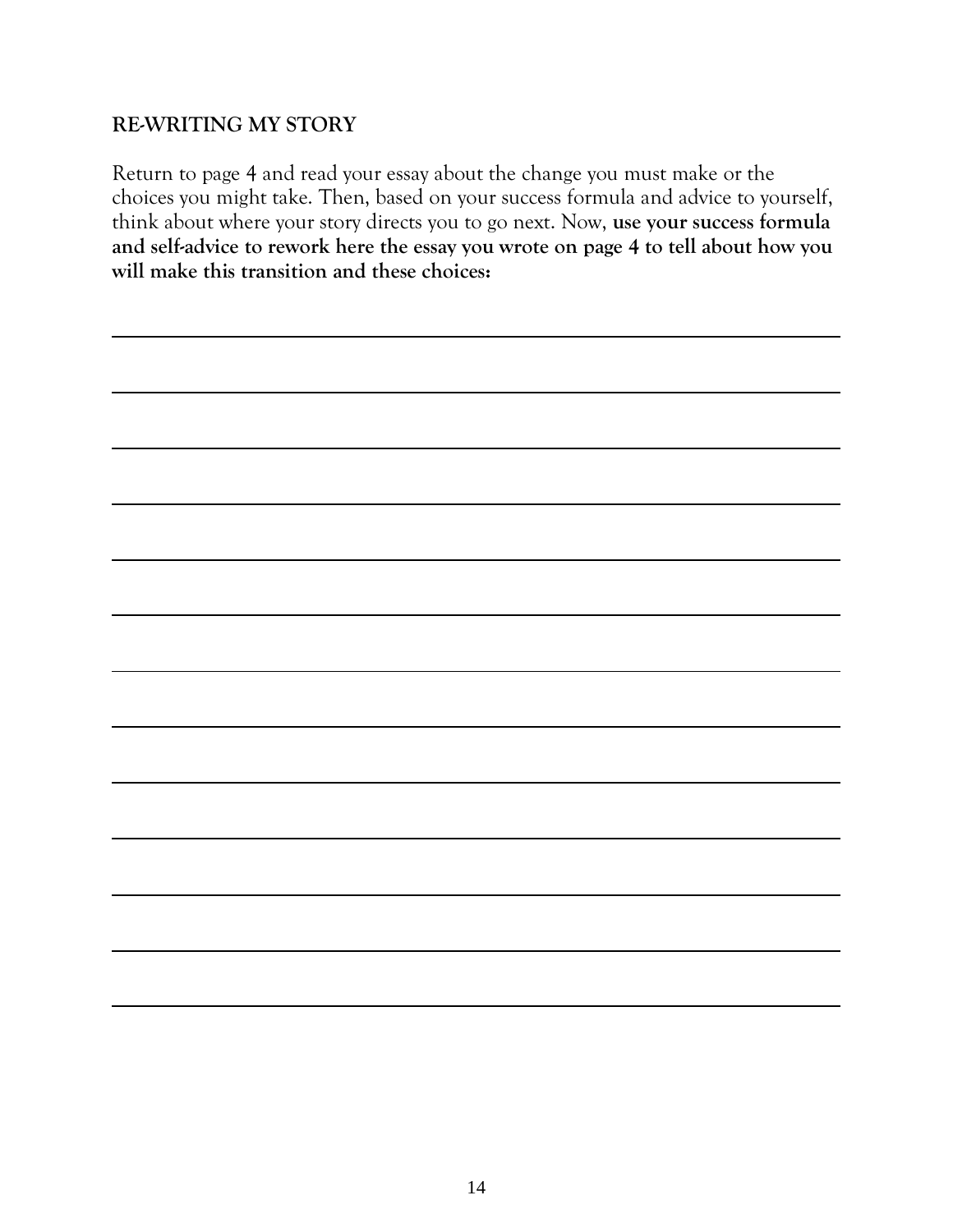## RE-WRITING MY STORY

Return to page 4 and read your essay about the change you must make or the choices you might take. Then, based on your success formula and advice to yourself, think about where your story directs you to go next. Now, **use your success formula and self-advice to rework here the essay you wrote on page 4 to tell about how you will make this transition and these choices:**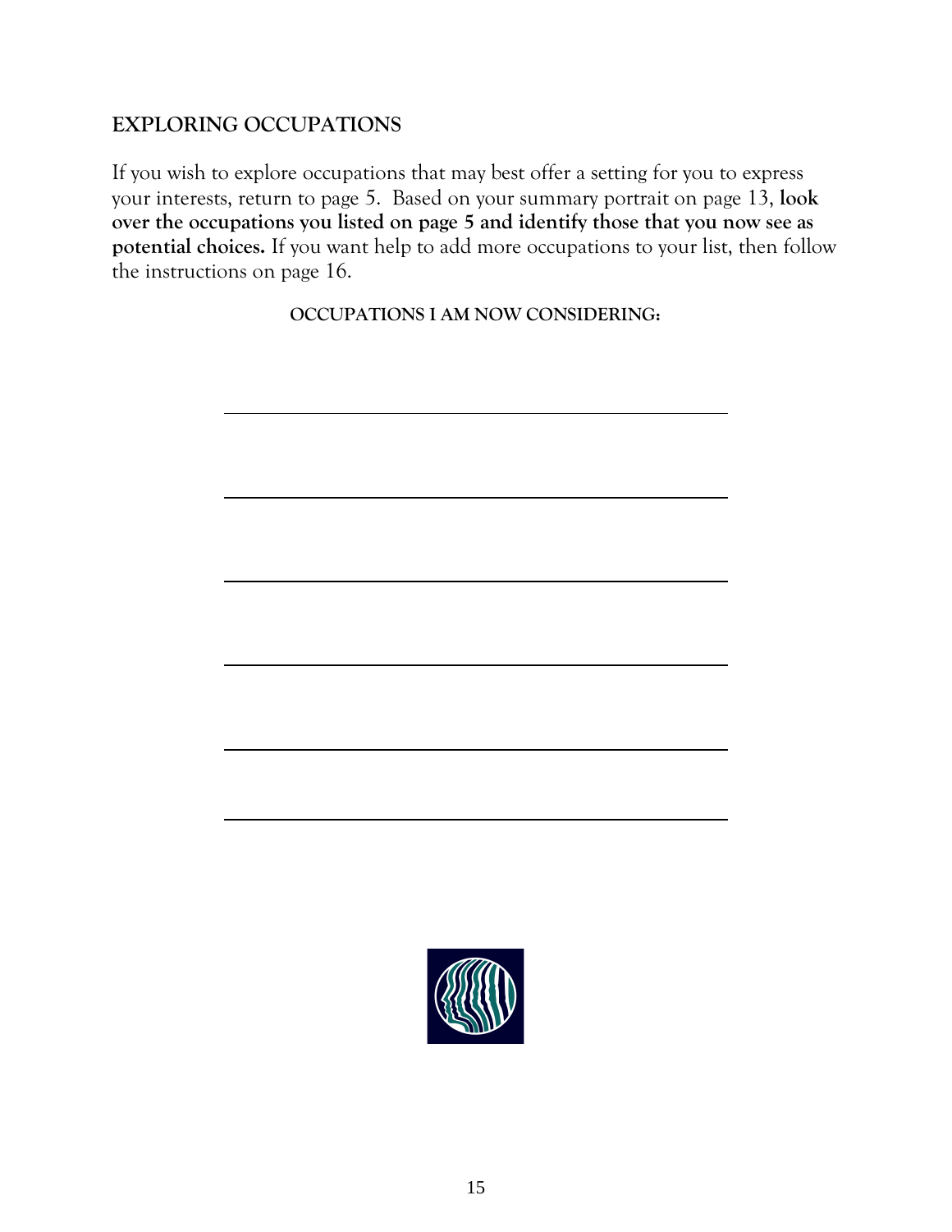## EXPLORING OCCUPATIONS

If you wish to explore occupations that may best offer a setting for you to express your interests, return to page 5. Based on your summary portrait on page 13, **look over the occupations you listed on page 5 and identify those that you now see as potential choices.** If you want help to add more occupations to your list, then follow the instructions on page 16.

**OCCUPATIONS I AM NOW CONSIDERING:**

______________________________________________

______________________________________________

______________________________________________

______________________________________________

______________________________________________

______________________________________________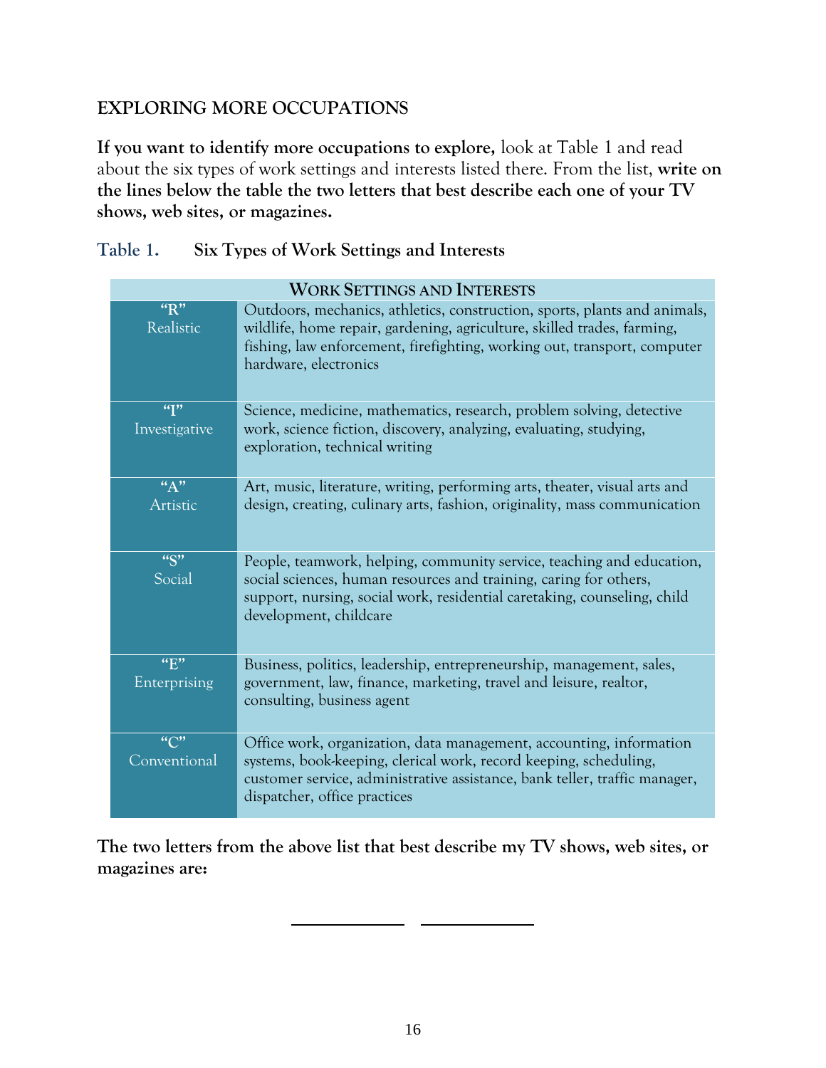## EXPLORING MORE OCCUPATIONS

**If you want to identify more occupations to explore,** look at Table 1 and read about the six types of work settings and interests listed there. From the list, **write on the lines below the table the two letters that best describe each one of your TV shows, web sites, or magazines.**

**Table 1. Six Types of Work Settings and Interests**

| WORK SETTINGS AND INTERESTS | |
|---|---|
| "R" Realistic | Outdoors, mechanics, athletics, construction, sports, plants and animals, wildlife, home repair, gardening, agriculture, skilled trades, farming, fishing, law enforcement, firefighting, working out, transport, computer hardware, electronics |
| "I" Investigative | Science, medicine, mathematics, research, problem solving, detective work, science fiction, discovery, analyzing, evaluating, studying, exploration, technical writing |
| "A" Artistic | Art, music, literature, writing, performing arts, theater, visual arts and design, creating, culinary arts, fashion, originality, mass communication |
| "S" Social | People, teamwork, helping, community service, teaching and education, social sciences, human resources and training, caring for others, support, nursing, social work, residential caretaking, counseling, child development, childcare |
| "E" Enterprising | Business, politics, leadership, entrepreneurship, management, sales, government, law, finance, marketing, travel and leisure, realtor, consulting, business agent |
| "C" Conventional | Office work, organization, data management, accounting, information systems, book-keeping, clerical work, record keeping, scheduling, customer service, administrative assistance, bank teller, traffic manager, dispatcher, office practices |

**The two letters from the above list that best describe my TV shows, web sites, or magazines are:**

____________ ____________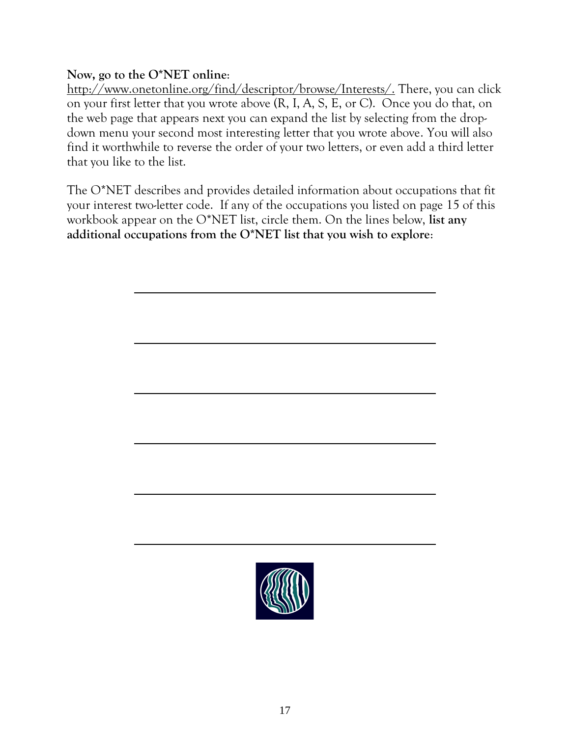**Now, go to the O*NET online**:
http://www.onetonline.org/find/descriptor/browse/Interests/. There, you can click on your first letter that you wrote above (R, I, A, S, E, or C). Once you do that, on the web page that appears next you can expand the list by selecting from the drop-down menu your second most interesting letter that you wrote above. You will also find it worthwhile to reverse the order of your two letters, or even add a third letter that you like to the list.

The O*NET describes and provides detailed information about occupations that fit your interest two-letter code. If any of the occupations you listed on page 15 of this workbook appear on the O*NET list, circle them. On the lines below, **list any additional occupations from the O*NET list that you wish to explore**:

\_\_\_\_\_\_\_\_\_\_\_\_\_\_\_\_\_\_\_\_\_\_\_\_\_\_\_\_\_\_\_\_\_\_\_\_\_\_\_\_

\_\_\_\_\_\_\_\_\_\_\_\_\_\_\_\_\_\_\_\_\_\_\_\_\_\_\_\_\_\_\_\_\_\_\_\_\_\_\_\_

\_\_\_\_\_\_\_\_\_\_\_\_\_\_\_\_\_\_\_\_\_\_\_\_\_\_\_\_\_\_\_\_\_\_\_\_\_\_\_\_

\_\_\_\_\_\_\_\_\_\_\_\_\_\_\_\_\_\_\_\_\_\_\_\_\_\_\_\_\_\_\_\_\_\_\_\_\_\_\_\_

\_\_\_\_\_\_\_\_\_\_\_\_\_\_\_\_\_\_\_\_\_\_\_\_\_\_\_\_\_\_\_\_\_\_\_\_\_\_\_\_

\_\_\_\_\_\_\_\_\_\_\_\_\_\_\_\_\_\_\_\_\_\_\_\_\_\_\_\_\_\_\_\_\_\_\_\_\_\_\_\_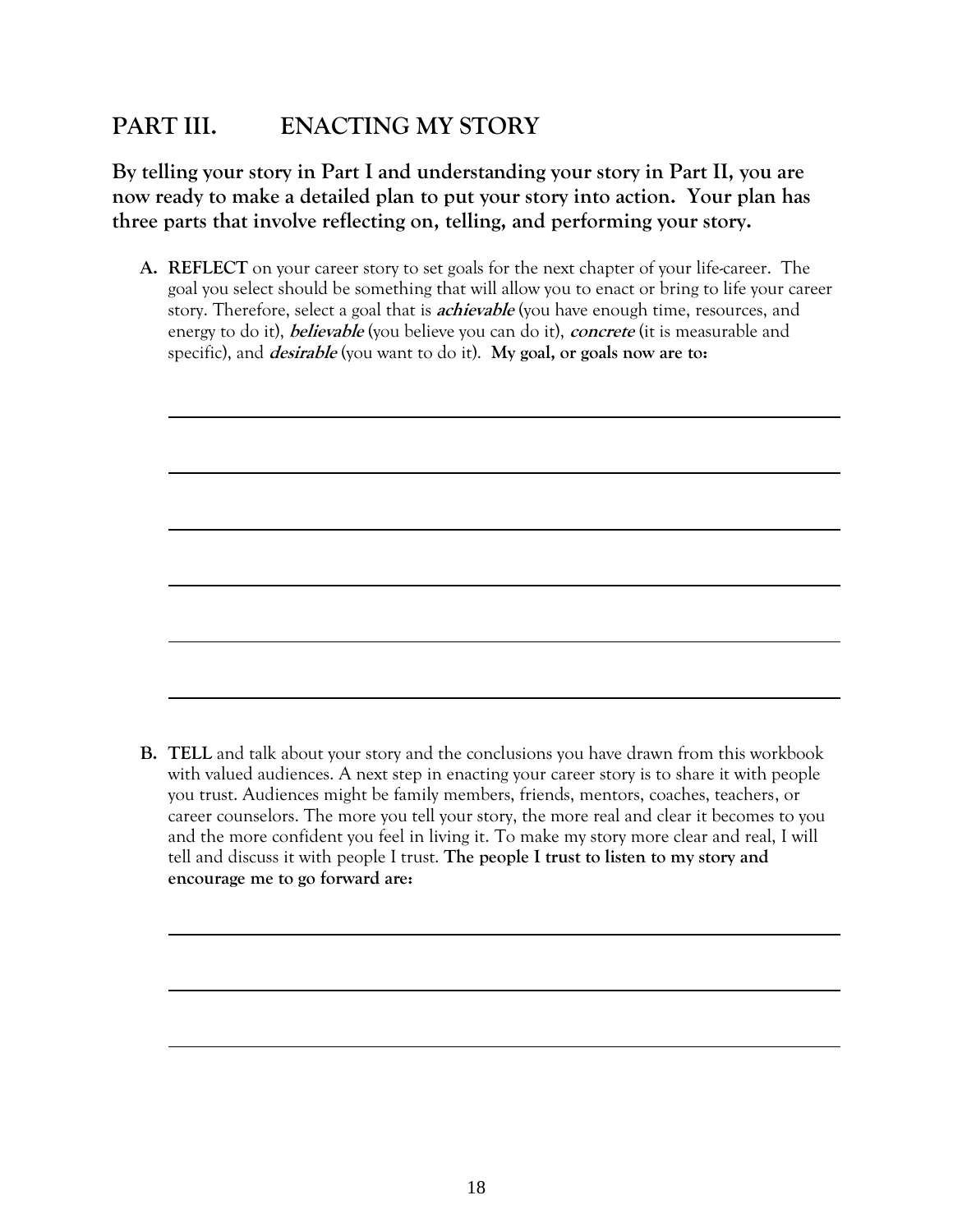## PART III. ENACTING MY STORY

**By telling your story in Part I and understanding your story in Part II, you are now ready to make a detailed plan to put your story into action. Your plan has three parts that involve reflecting on, telling, and performing your story.**

**A. REFLECT** on your career story to set goals for the next chapter of your life-career. The goal you select should be something that will allow you to enact or bring to life your career story. Therefore, select a goal that is ***achievable*** (you have enough time, resources, and energy to do it), ***believable*** (you believe you can do it), ***concrete*** (it is measurable and specific), and ***desirable*** (you want to do it). **My goal, or goals now are to:**

______________________________________________________________________

______________________________________________________________________

______________________________________________________________________

______________________________________________________________________

______________________________________________________________________

______________________________________________________________________

**B. TELL** and talk about your story and the conclusions you have drawn from this workbook with valued audiences. A next step in enacting your career story is to share it with people you trust. Audiences might be family members, friends, mentors, coaches, teachers, or career counselors. The more you tell your story, the more real and clear it becomes to you and the more confident you feel in living it. To make my story more clear and real, I will tell and discuss it with people I trust. **The people I trust to listen to my story and encourage me to go forward are:**

______________________________________________________________________

______________________________________________________________________

______________________________________________________________________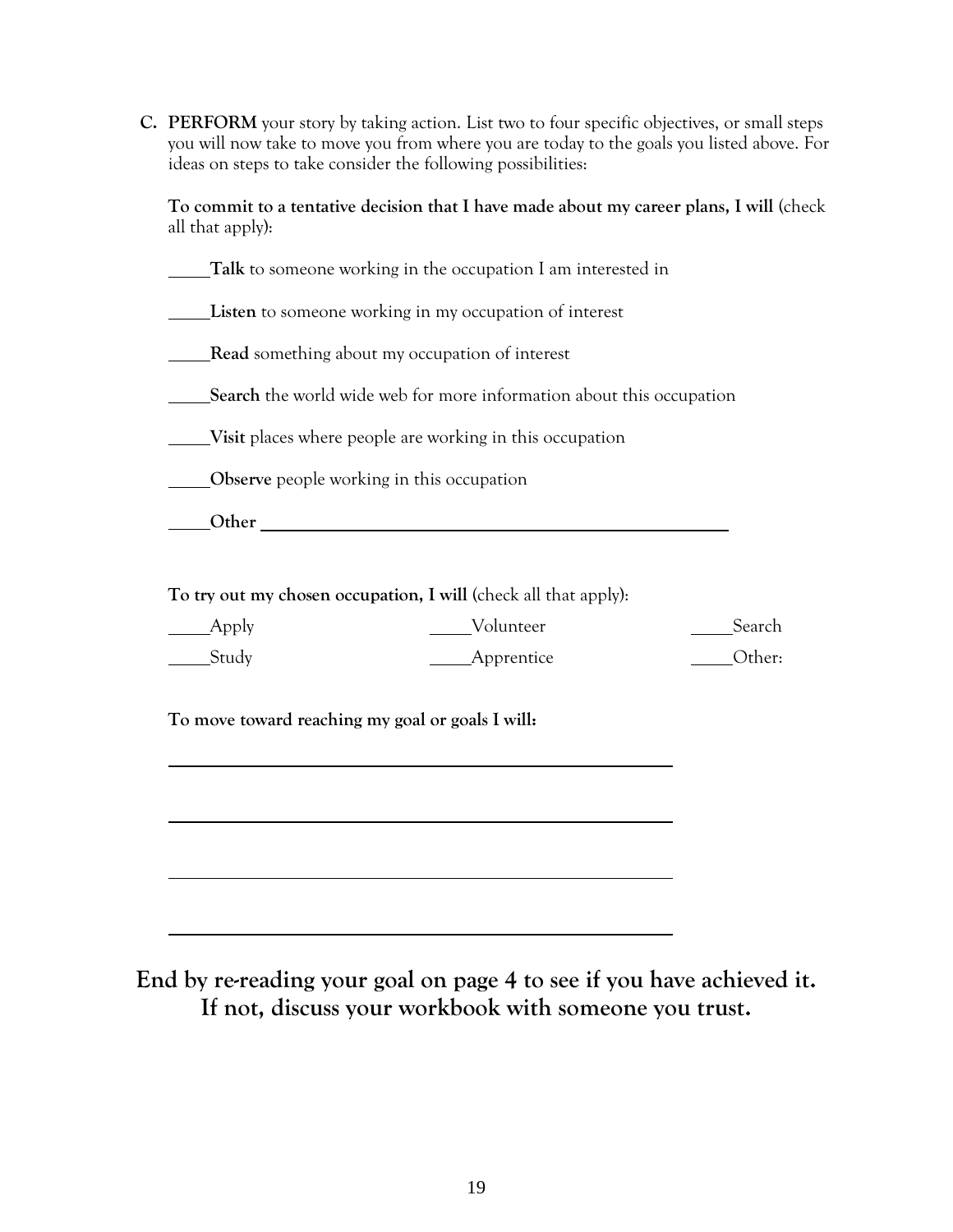**C. PERFORM** your story by taking action. List two to four specific objectives, or small steps you will now take to move you from where you are today to the goals you listed above. For ideas on steps to take consider the following possibilities:

**To commit to a tentative decision that I have made about my career plans, I will** (check all that apply):

_____**Talk** to someone working in the occupation I am interested in

_____**Listen** to someone working in my occupation of interest

_____**Read** something about my occupation of interest

_____**Search** the world wide web for more information about this occupation

_____**Visit** places where people are working in this occupation

_____**Observe** people working in this occupation

_____**Other** ________________________________________________

**To try out my chosen occupation, I will** (check all that apply):

| | | |
|---|---|---|
| _____Apply | _____Volunteer | _____Search |
| _____Study | _____Apprentice | _____Other: |

**To move toward reaching my goal or goals I will:**

________________________________________________

________________________________________________

________________________________________________

________________________________________________

## End by re-reading your goal on page 4 to see if you have achieved it. If not, discuss your workbook with someone you trust.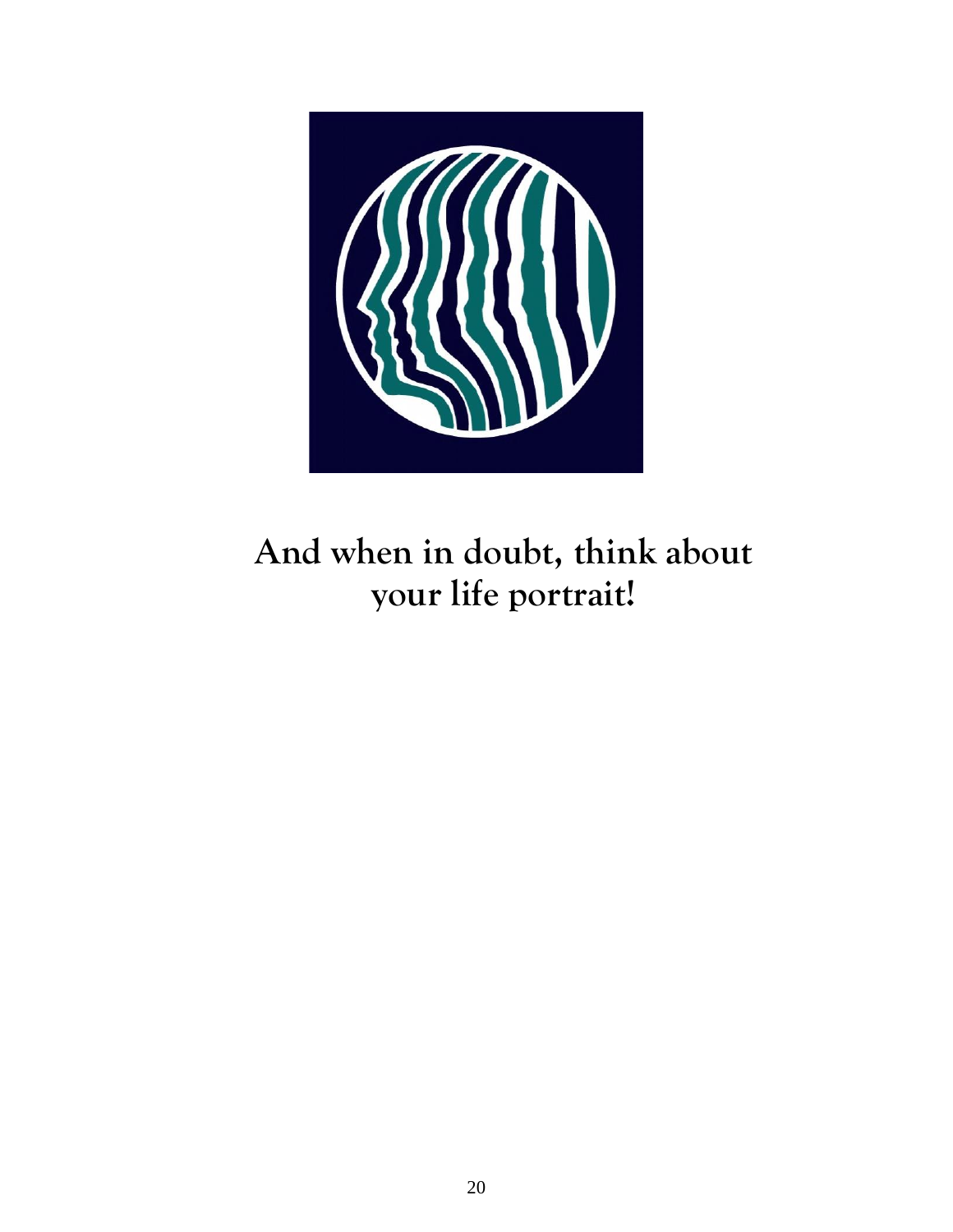**And when in doubt, think about your life portrait!**